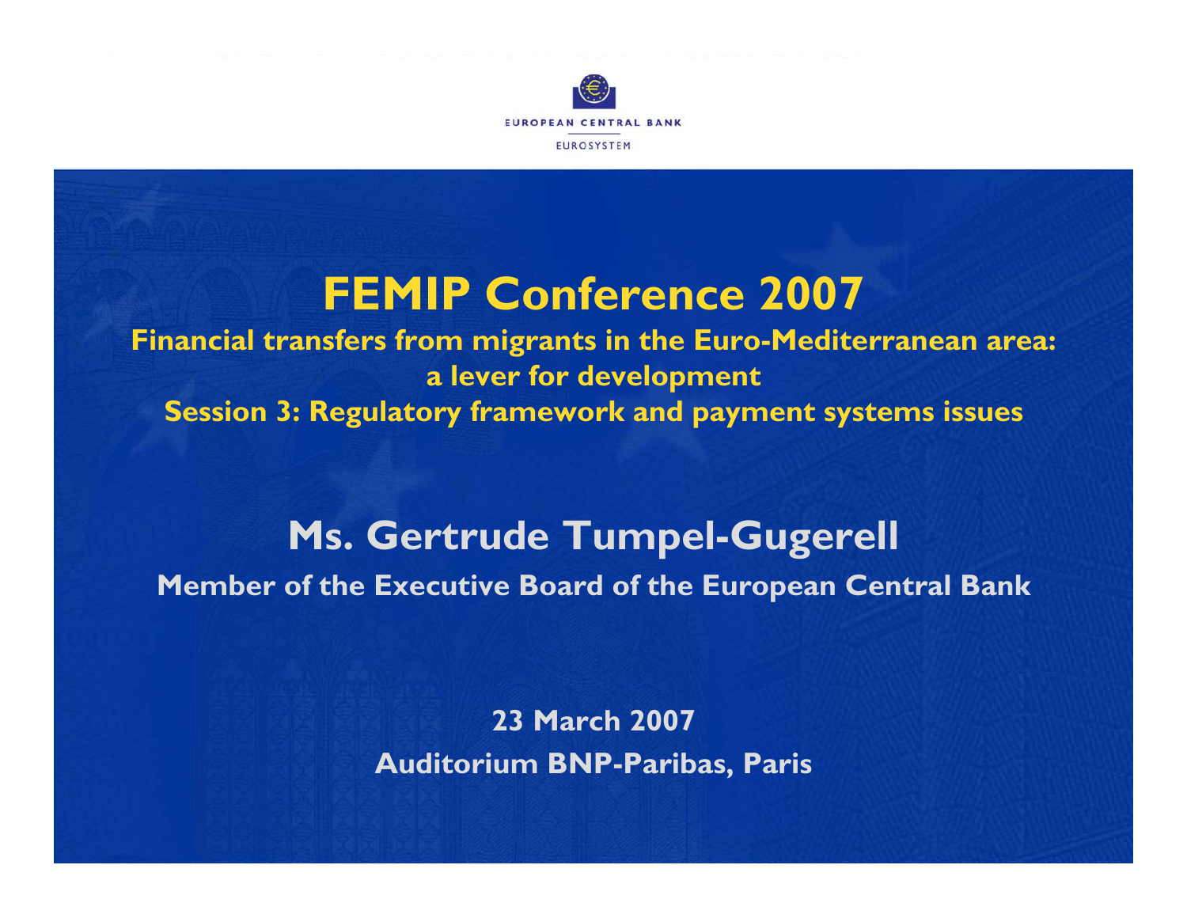EUROPEAN CENTRAL BANK

EUROSYSTEM

# FEMIP Conference 2007

**Financial transfers from migrants in the Euro-Mediterranean area: a lever for development**

**Session 3: Regulatory framework and payment systems issues**

## Ms. Gertrude Tumpel-Gugerell

**Member of the Executive Board of the European Central Bank**

**23 March 2007**

**Auditorium BNP-Paribas, Paris**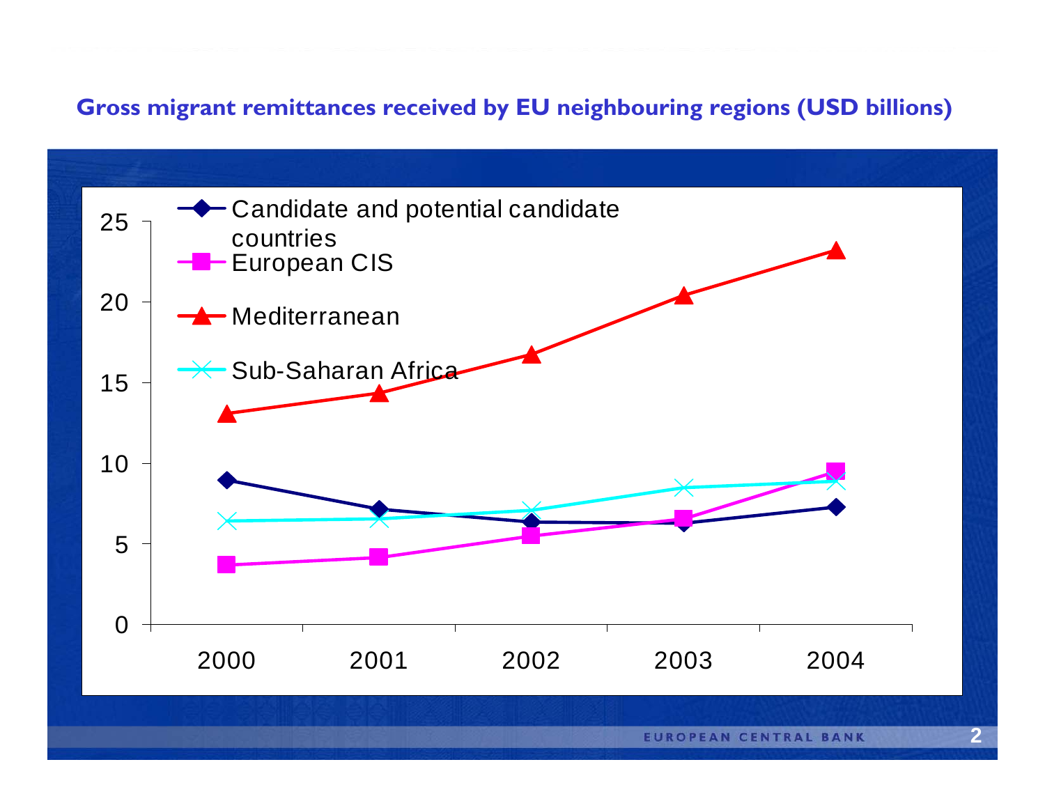**Gross migrant remittances received by EU neighbouring regions (USD billions)**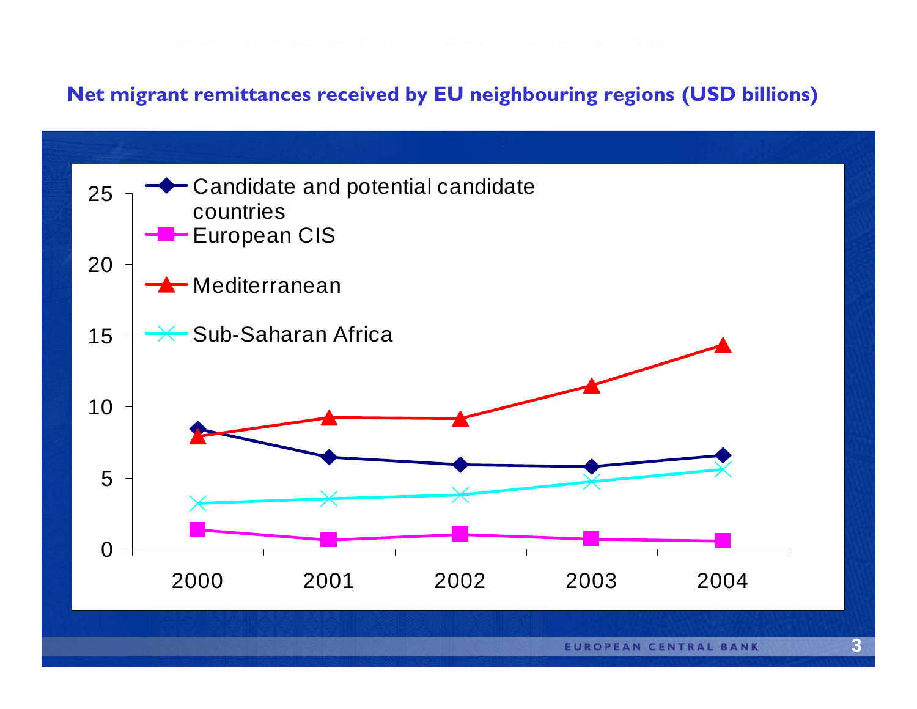**Net migrant remittances received by EU neighbouring regions (USD billions)**

- Candidate and potential candidate countries
- European CIS
- Mediterranean
- Sub-Saharan Africa

25
20
15
10
5
0

2000 2001 2002 2003 2004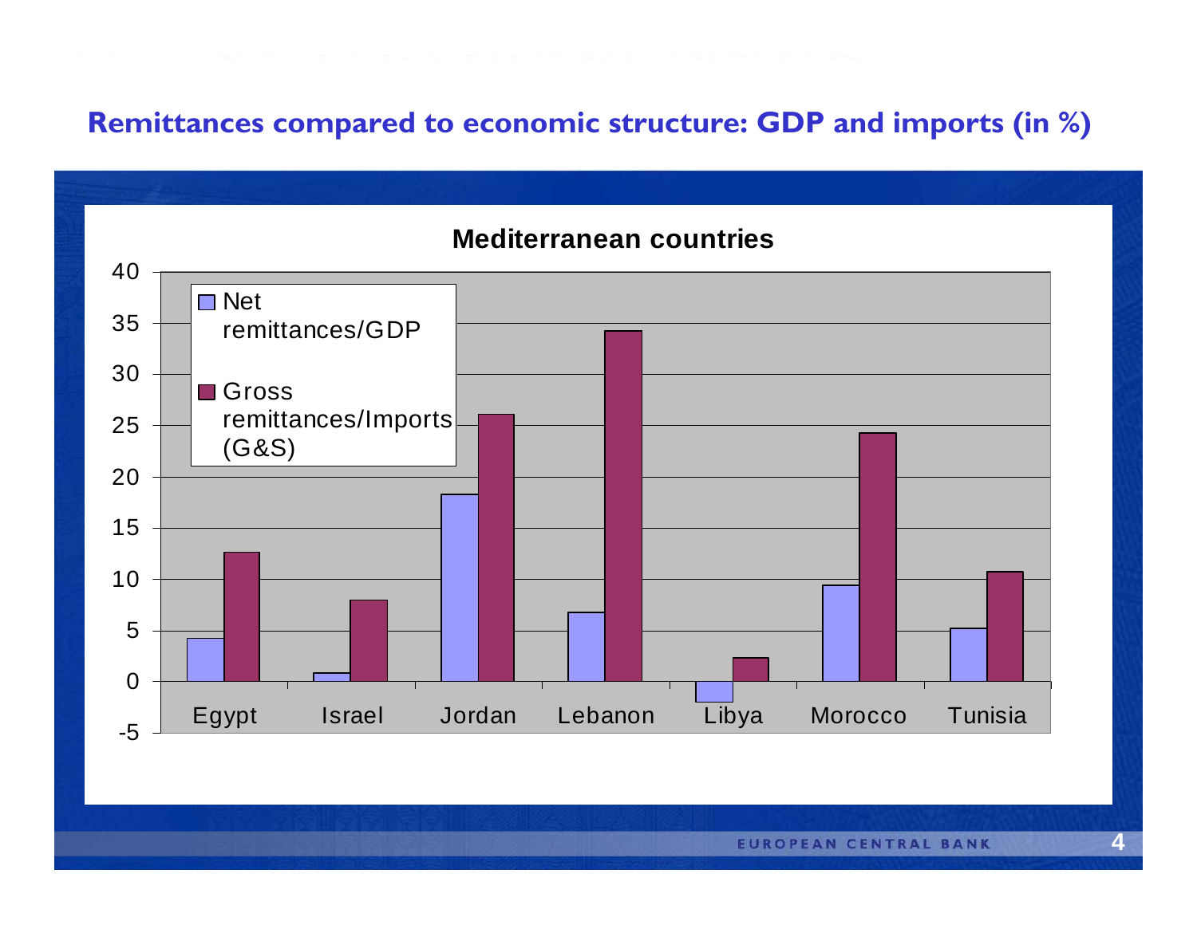## Remittances compared to economic structure: GDP and imports (in %)

**Mediterranean countries**

| Country | Net remittances/GDP | Gross remittances/Imports (G&S) |
|---|---|---|
| Egypt | ~4.2 | ~12.6 |
| Israel | ~0.8 | ~7.9 |
| Jordan | ~18.2 | ~26.1 |
| Lebanon | ~6.7 | ~34.2 |
| Libya | ~-2.0 | ~2.3 |
| Morocco | ~9.3 | ~24.2 |
| Tunisia | ~5.2 | ~10.7 |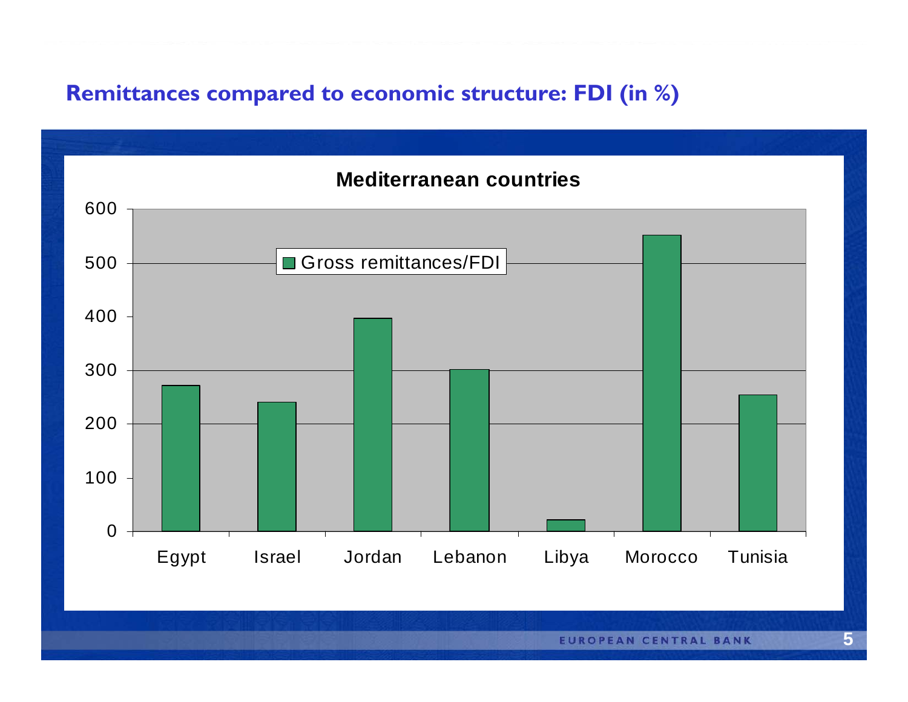## Remittances compared to economic structure: FDI (in %)

**Mediterranean countries**

| Country | Gross remittances/FDI |
|---|---|
| Egypt | ~272 |
| Israel | ~241 |
| Jordan | ~397 |
| Lebanon | ~302 |
| Libya | ~22 |
| Morocco | ~552 |
| Tunisia | ~255 |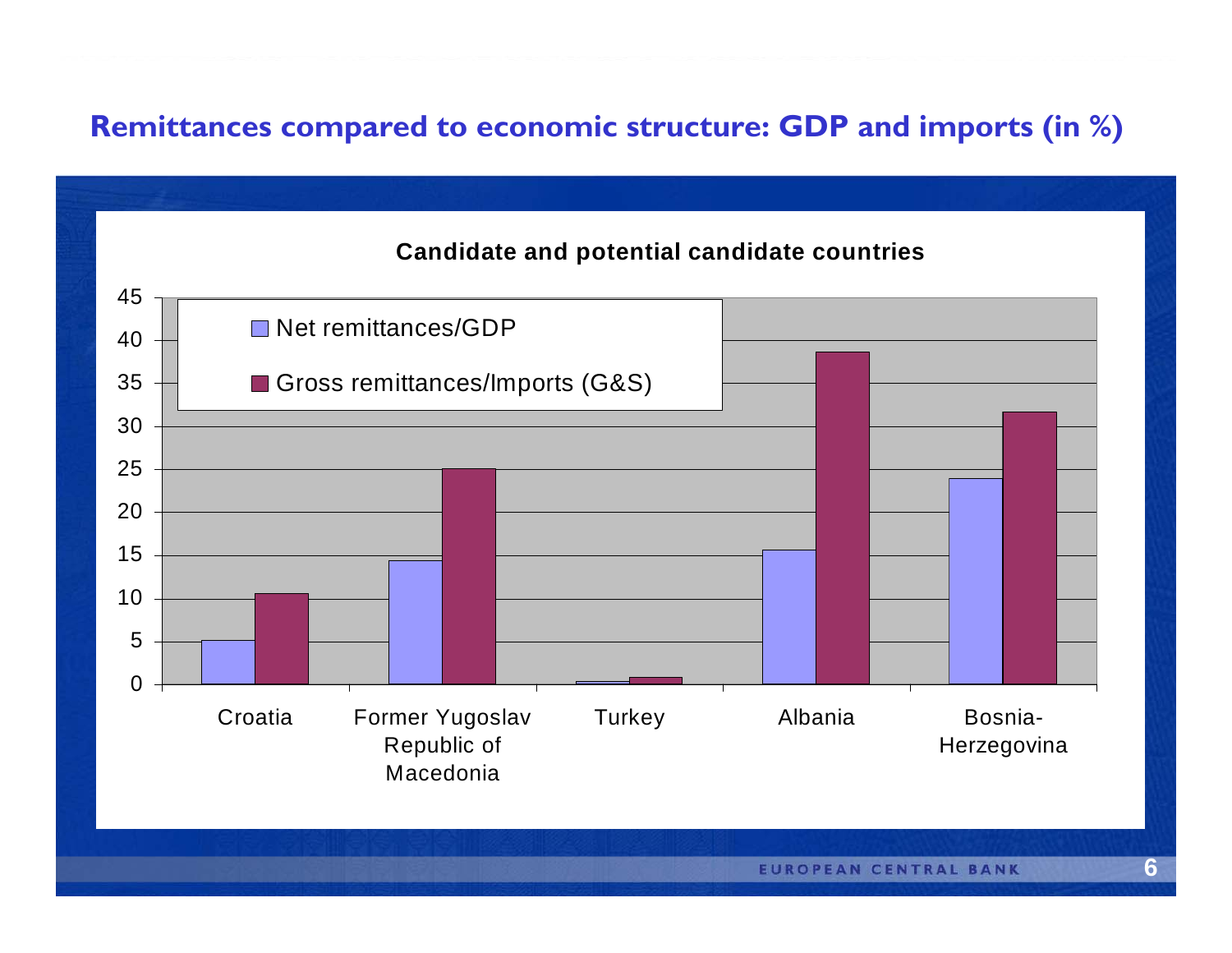# Remittances compared to economic structure: GDP and imports (in %)

**Candidate and potential candidate countries**

| Country | Net remittances/GDP | Gross remittances/Imports (G&S) |
|---|---|---|
| Croatia | 5.1 | 10.6 |
| Former Yugoslav Republic of Macedonia | 14.4 | 25.1 |
| Turkey | 0.4 | 0.8 |
| Albania | 15.6 | 38.6 |
| Bosnia-Herzegovina | 23.9 | 31.6 |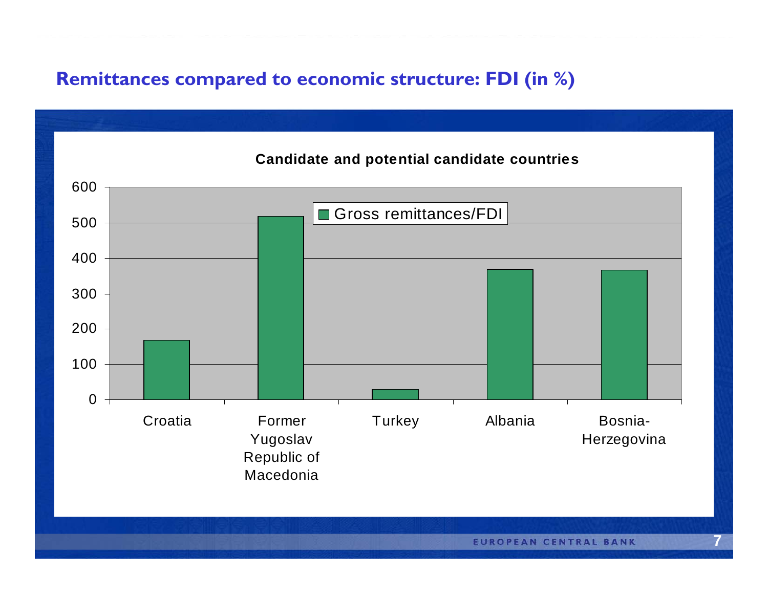## Remittances compared to economic structure: FDI (in %)

**Candidate and potential candidate countries**

Gross remittances/FDI

600
500
400
300
200
100
0

Croatia
Former Yugoslav Republic of Macedonia
Turkey
Albania
Bosnia-Herzegovina

EUROPEAN CENTRAL BANK